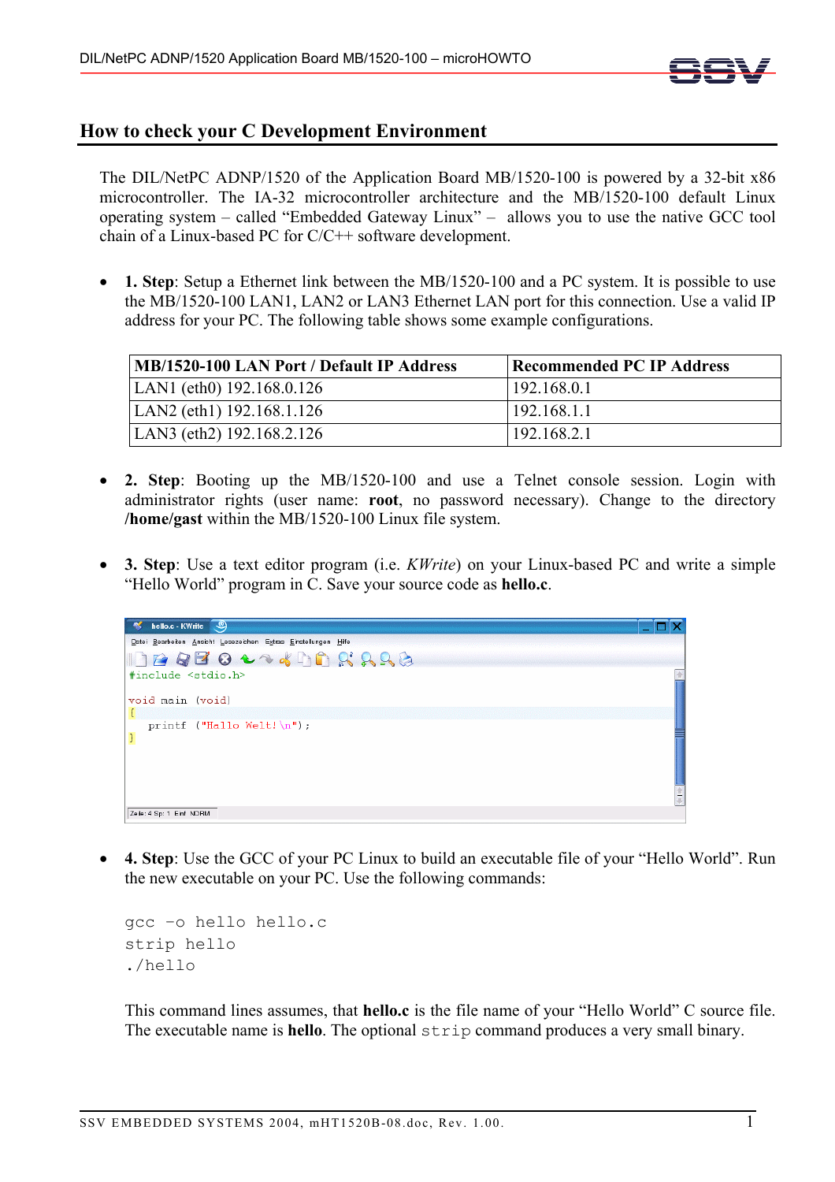# How to check your C Development Environment

The DIL/NetPC ADNP/1520 of the Application Board MB/1520-100 is powered by a 32-bit x86 microcontroller. The IA-32 microcontroller architecture and the MB/1520-100 default Linux operating system – called "Embedded Gateway Linux" – allows you to use the native GCC tool chain of a Linux-based PC for C/C++ software development.

- **1. Step**: Setup a Ethernet link between the MB/1520-100 and a PC system. It is possible to use the MB/1520-100 LAN1, LAN2 or LAN3 Ethernet LAN port for this connection. Use a valid IP address for your PC. The following table shows some example configurations.

| MB/1520-100 LAN Port / Default IP Address | Recommended PC IP Address |
|---|---|
| LAN1 (eth0) 192.168.0.126 | 192.168.0.1 |
| LAN2 (eth1) 192.168.1.126 | 192.168.1.1 |
| LAN3 (eth2) 192.168.2.126 | 192.168.2.1 |

- **2. Step**: Booting up the MB/1520-100 and use a Telnet console session. Login with administrator rights (user name: **root**, no password necessary). Change to the directory **/home/gast** within the MB/1520-100 Linux file system.

- **3. Step**: Use a text editor program (i.e. *KWrite*) on your Linux-based PC and write a simple "Hello World" program in C. Save your source code as **hello.c**.

```
#include <stdio.h>

void main (void)
{
   printf ("Hallo Welt!\n");
}
```

- **4. Step**: Use the GCC of your PC Linux to build an executable file of your "Hello World". Run the new executable on your PC. Use the following commands:

```
gcc -o hello hello.c
strip hello
./hello
```

This command lines assumes, that **hello.c** is the file name of your "Hello World" C source file. The executable name is **hello**. The optional `strip` command produces a very small binary.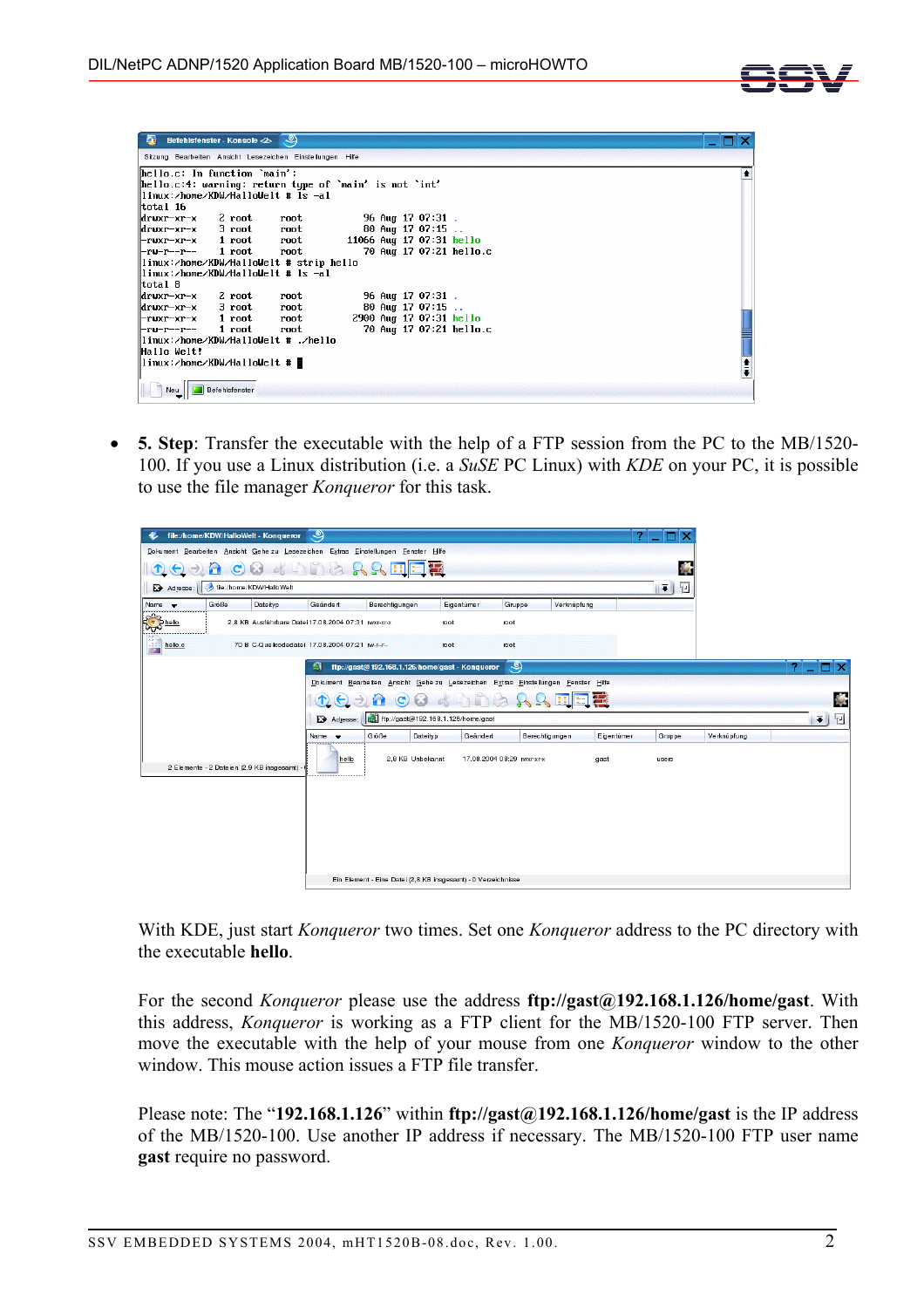- **5. Step**: Transfer the executable with the help of a FTP session from the PC to the MB/1520-100. If you use a Linux distribution (i.e. a *SuSE* PC Linux) with *KDE* on your PC, it is possible to use the file manager *Konqueror* for this task.

With KDE, just start *Konqueror* two times. Set one *Konqueror* address to the PC directory with the executable **hello**.

For the second *Konqueror* please use the address **ftp://gast@192.168.1.126/home/gast**. With this address, *Konqueror* is working as a FTP client for the MB/1520-100 FTP server. Then move the executable with the help of your mouse from one *Konqueror* window to the other window. This mouse action issues a FTP file transfer.

Please note: The "**192.168.1.126**" within **ftp://gast@192.168.1.126/home/gast** is the IP address of the MB/1520-100. Use another IP address if necessary. The MB/1520-100 FTP user name **gast** require no password.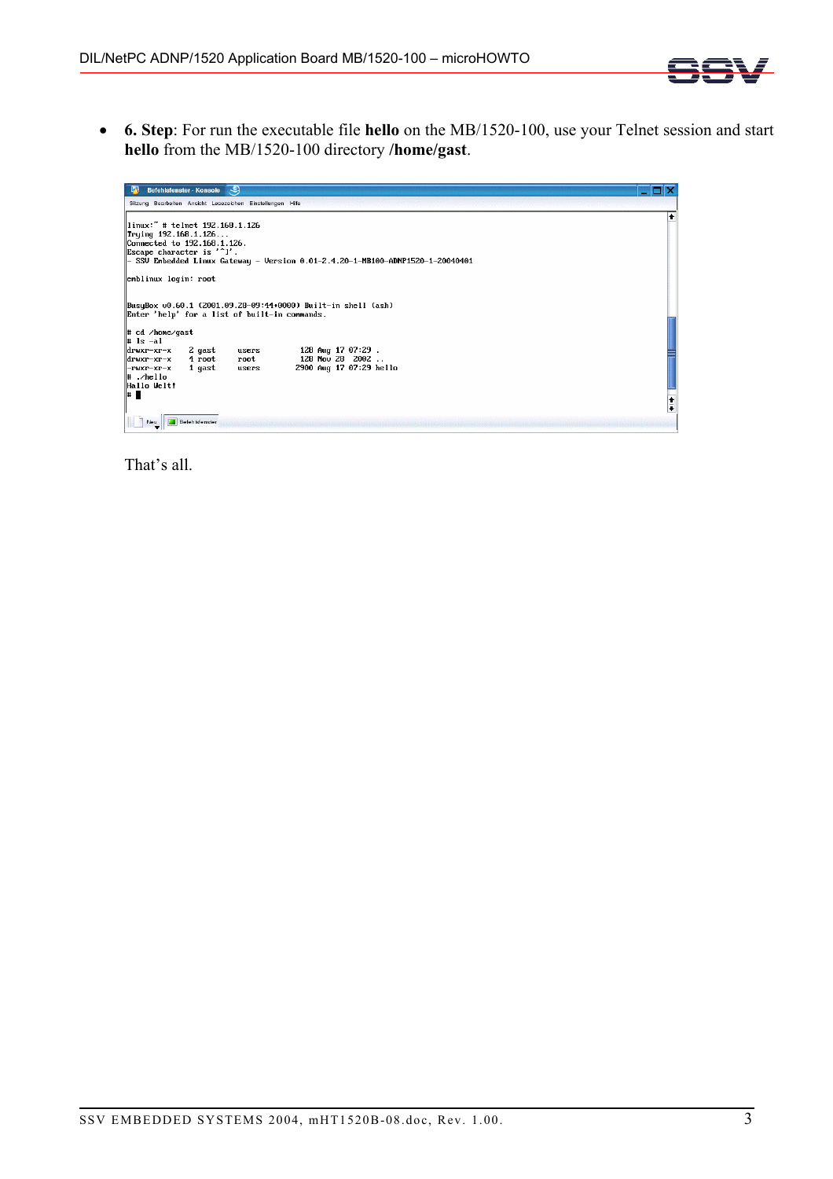- **6. Step**: For run the executable file **hello** on the MB/1520-100, use your Telnet session and start **hello** from the MB/1520-100 directory **/home/gast**.

```
linux:~ # telnet 192.168.1.126
Trying 192.168.1.126...
Connected to 192.168.1.126.
Escape character is '^]'.
- SSV Embedded Linux Gateway - Version 0.01-2.4.20-1-MB100-ADNP1520-1-20040401

emblinux login: root

BusyBox v0.60.1 (2001.09.28-09:44+0000) Built-in shell (ash)
Enter 'help' for a list of built-in commands.

# cd /home/gast
# ls -al
drwxr-xr-x    2 gast     users         128 Aug 17 07:29 .
drwxr-xr-x    4 root     root          128 Nov 28  2002 ..
-rwxr-xr-x    1 gast     users        2900 Aug 17 07:29 hello
# ./hello
Hallo Welt!
#
```

That's all.